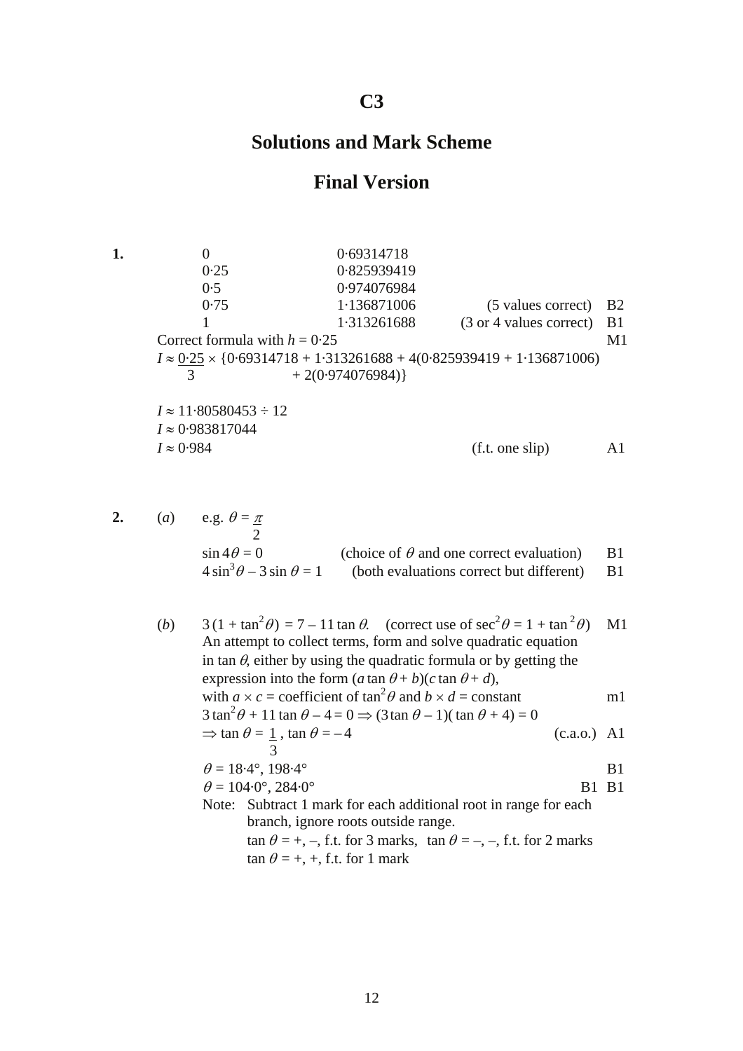# C3

## Solutions and Mark Scheme

## Final Version

**1.**

| | | | |
|---|---|---|---|
| 0 | 0·69314718 | | |
| 0·25 | 0·825939419 | | |
| 0·5 | 0·974076984 | | |
| 0·75 | 1·136871006 | (5 values correct) | B2 |
| 1 | 1·313261688 | (3 or 4 values correct) | B1 |

Correct formula with $h = 0{\cdot}25$ M1

$I \approx \frac{0{\cdot}25}{3} \times \{0{\cdot}69314718 + 1{\cdot}313261688 + 4(0{\cdot}825939419 + 1{\cdot}136871006) + 2(0{\cdot}974076984)\}$

$I \approx 11{\cdot}80580453 \div 12$

$I \approx 0{\cdot}983817044$

$I \approx 0{\cdot}984$ (f.t. one slip) A1

**2.** (*a*) e.g. $\theta = \frac{\pi}{2}$

$\sin 4\theta = 0$ (choice of $\theta$ and one correct evaluation) B1

$4\sin^3\theta - 3\sin\theta = 1$ (both evaluations correct but different) B1

(*b*) $3(1 + \tan^2\theta) = 7 - 11\tan\theta$. (correct use of $\sec^2\theta = 1 + \tan^2\theta$) M1

An attempt to collect terms, form and solve quadratic equation in $\tan\theta$, either by using the quadratic formula or by getting the expression into the form $(a\tan\theta + b)(c\tan\theta + d)$, with $a \times c$ = coefficient of $\tan^2\theta$ and $b \times d$ = constant m1

$3\tan^2\theta + 11\tan\theta - 4 = 0 \Rightarrow (3\tan\theta - 1)(\tan\theta + 4) = 0$

$\Rightarrow \tan\theta = \frac{1}{3}$, $\tan\theta = -4$ (c.a.o.) A1

$\theta = 18{\cdot}4°, 198{\cdot}4°$ B1

$\theta = 104{\cdot}0°, 284{\cdot}0°$ B1 B1

Note: Subtract 1 mark for each additional root in range for each branch, ignore roots outside range.
$\tan\theta = +, -$, f.t. for 3 marks, $\tan\theta = -, -$, f.t. for 2 marks
$\tan\theta = +, +$, f.t. for 1 mark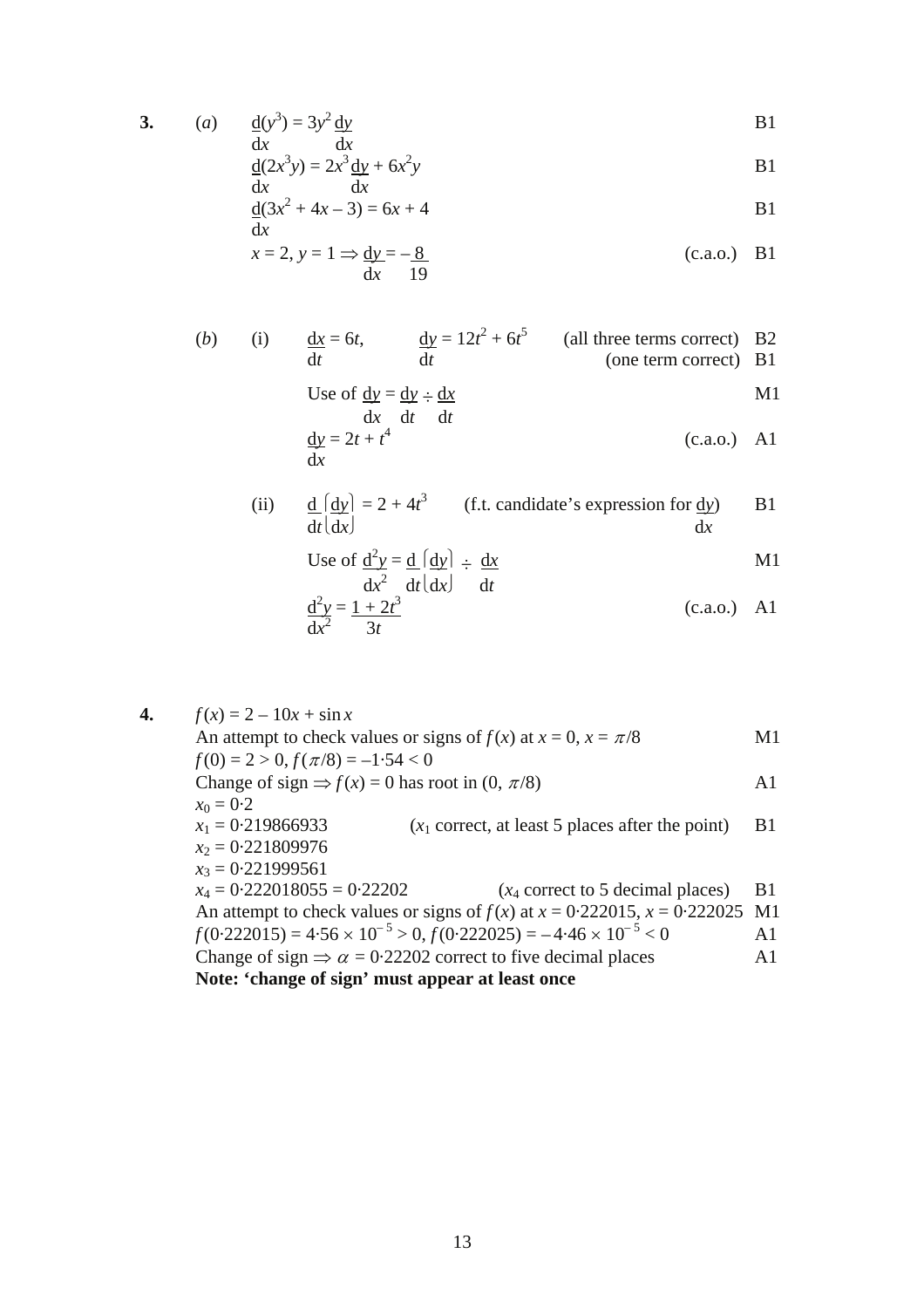**3.** (*a*) $\frac{d}{dx}(y^3) = 3y^2\frac{dy}{dx}$ B1

$\frac{d}{dx}(2x^3y) = 2x^3\frac{dy}{dx} + 6x^2y$ B1

$\frac{d}{dx}(3x^2 + 4x - 3) = 6x + 4$ B1

$x = 2,\ y = 1 \Rightarrow \frac{dy}{dx} = -\frac{8}{19}$ (c.a.o.) B1

(*b*) (i) $\frac{dx}{dt} = 6t,\quad \frac{dy}{dt} = 12t^2 + 6t^5$ (all three terms correct) B2
(one term correct) B1

Use of $\frac{dy}{dx} = \frac{dy}{dt} \div \frac{dx}{dt}$ M1

$\frac{dy}{dx} = 2t + t^4$ (c.a.o.) A1

(ii) $\frac{d}{dt}\left(\frac{dy}{dx}\right) = 2 + 4t^3$ (f.t. candidate's expression for $\frac{dy}{dx}$) B1

Use of $\frac{d^2y}{dx^2} = \frac{d}{dt}\left(\frac{dy}{dx}\right) \div \frac{dx}{dt}$ M1

$\frac{d^2y}{dx^2} = \frac{1 + 2t^3}{3t}$ (c.a.o.) A1

**4.** $f(x) = 2 - 10x + \sin x$

An attempt to check values or signs of $f(x)$ at $x = 0$, $x = \pi/8$ M1

$f(0) = 2 > 0$, $f(\pi/8) = -1{\cdot}54 < 0$

Change of sign $\Rightarrow f(x) = 0$ has root in $(0, \pi/8)$ A1

$x_0 = 0{\cdot}2$

$x_1 = 0{\cdot}219866933$ ($x_1$ correct, at least 5 places after the point) B1

$x_2 = 0{\cdot}221809976$

$x_3 = 0{\cdot}221999561$

$x_4 = 0{\cdot}222018055 = 0{\cdot}22202$ ($x_4$ correct to 5 decimal places) B1

An attempt to check values or signs of $f(x)$ at $x = 0{\cdot}222015$, $x = 0{\cdot}222025$ M1

$f(0{\cdot}222015) = 4{\cdot}56 \times 10^{-5} > 0$, $f(0{\cdot}222025) = -4{\cdot}46 \times 10^{-5} < 0$ A1

Change of sign $\Rightarrow \alpha = 0{\cdot}22202$ correct to five decimal places A1

**Note: 'change of sign' must appear at least once**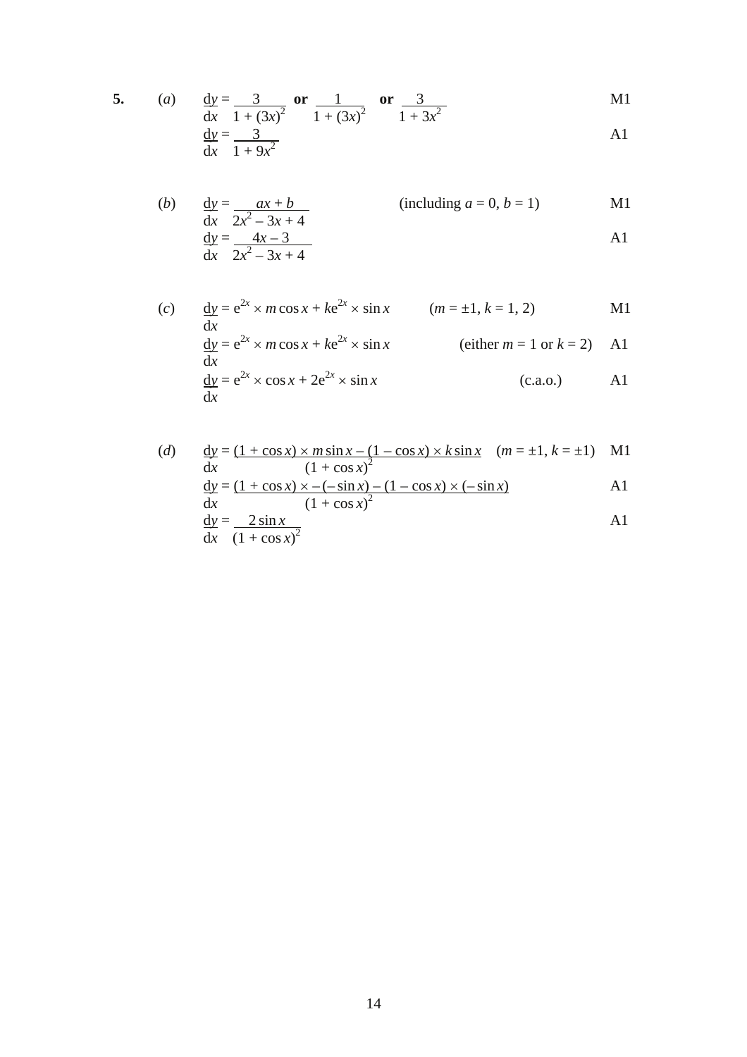**5.** (*a*) $\dfrac{dy}{dx} = \dfrac{3}{1 + (3x)^2}$ **or** $\dfrac{1}{1 + (3x)^2}$ **or** $\dfrac{3}{1 + 3x^2}$ M1

$\dfrac{dy}{dx} = \dfrac{3}{1 + 9x^2}$ A1

(*b*) $\dfrac{dy}{dx} = \dfrac{ax + b}{2x^2 - 3x + 4}$ (including $a = 0$, $b = 1$) M1

$\dfrac{dy}{dx} = \dfrac{4x - 3}{2x^2 - 3x + 4}$ A1

(*c*) $\dfrac{dy}{dx} = e^{2x} \times m\cos x + ke^{2x} \times \sin x$ ($m = \pm 1$, $k = 1, 2$) M1

$\dfrac{dy}{dx} = e^{2x} \times m\cos x + ke^{2x} \times \sin x$ (either $m = 1$ or $k = 2$) A1

$\dfrac{dy}{dx} = e^{2x} \times \cos x + 2e^{2x} \times \sin x$ (c.a.o.) A1

(*d*) $\dfrac{dy}{dx} = \dfrac{(1 + \cos x) \times m\sin x - (1 - \cos x) \times k\sin x}{(1 + \cos x)^2}$ ($m = \pm 1$, $k = \pm 1$) M1

$\dfrac{dy}{dx} = \dfrac{(1 + \cos x) \times -(-\sin x) - (1 - \cos x) \times (-\sin x)}{(1 + \cos x)^2}$ A1

$\dfrac{dy}{dx} = \dfrac{2\sin x}{(1 + \cos x)^2}$ A1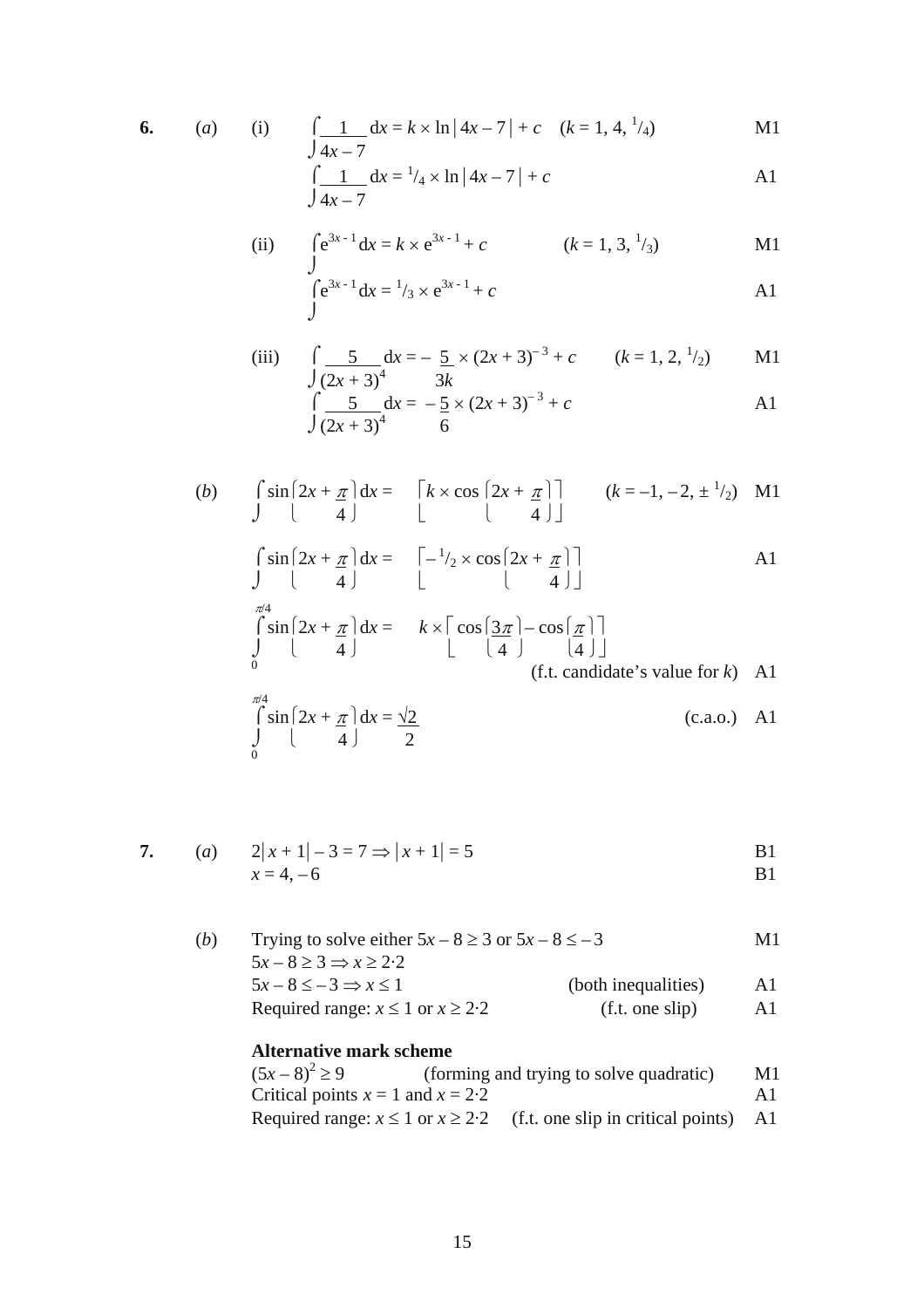**6.** (*a*) (i) $\int \frac{1}{4x-7}\,dx = k \times \ln|4x-7| + c \quad (k = 1, 4, {}^1/_4)$ M1

$\int \frac{1}{4x-7}\,dx = {}^1/_4 \times \ln|4x-7| + c$ A1

(ii) $\int e^{3x-1}\,dx = k \times e^{3x-1} + c \quad (k = 1, 3, {}^1/_3)$ M1

$\int e^{3x-1}\,dx = {}^1/_3 \times e^{3x-1} + c$ A1

(iii) $\int \frac{5}{(2x+3)^4}\,dx = -\frac{5}{3k} \times (2x+3)^{-3} + c \quad (k = 1, 2, {}^1/_2)$ M1

$\int \frac{5}{(2x+3)^4}\,dx = -\frac{5}{6} \times (2x+3)^{-3} + c$ A1

(*b*) $\int \sin\left(2x + \frac{\pi}{4}\right) dx = \left[k \times \cos\left(2x + \frac{\pi}{4}\right)\right] \quad (k = -1, -2, \pm {}^1/_2)$ M1

$\int \sin\left(2x + \frac{\pi}{4}\right) dx = \left[-{}^1/_2 \times \cos\left(2x + \frac{\pi}{4}\right)\right]$ A1

$\int_0^{\pi/4} \sin\left(2x + \frac{\pi}{4}\right) dx = k \times \left[\cos\left(\frac{3\pi}{4}\right) - \cos\left(\frac{\pi}{4}\right)\right]$

(f.t. candidate's value for $k$) A1

$\int_0^{\pi/4} \sin\left(2x + \frac{\pi}{4}\right) dx = \frac{\sqrt{2}}{2}$ (c.a.o.) A1

**7.** (*a*) $2|x+1| - 3 = 7 \Rightarrow |x+1| = 5$ B1

$x = 4, -6$ B1

(*b*) Trying to solve either $5x - 8 \geq 3$ or $5x - 8 \leq -3$ M1

$5x - 8 \geq 3 \Rightarrow x \geq 2{\cdot}2$

$5x - 8 \leq -3 \Rightarrow x \leq 1$ (both inequalities) A1

Required range: $x \leq 1$ or $x \geq 2{\cdot}2$ (f.t. one slip) A1

**Alternative mark scheme**

$(5x-8)^2 \geq 9$ (forming and trying to solve quadratic) M1

Critical points $x = 1$ and $x = 2{\cdot}2$ A1

Required range: $x \leq 1$ or $x \geq 2{\cdot}2$ (f.t. one slip in critical points) A1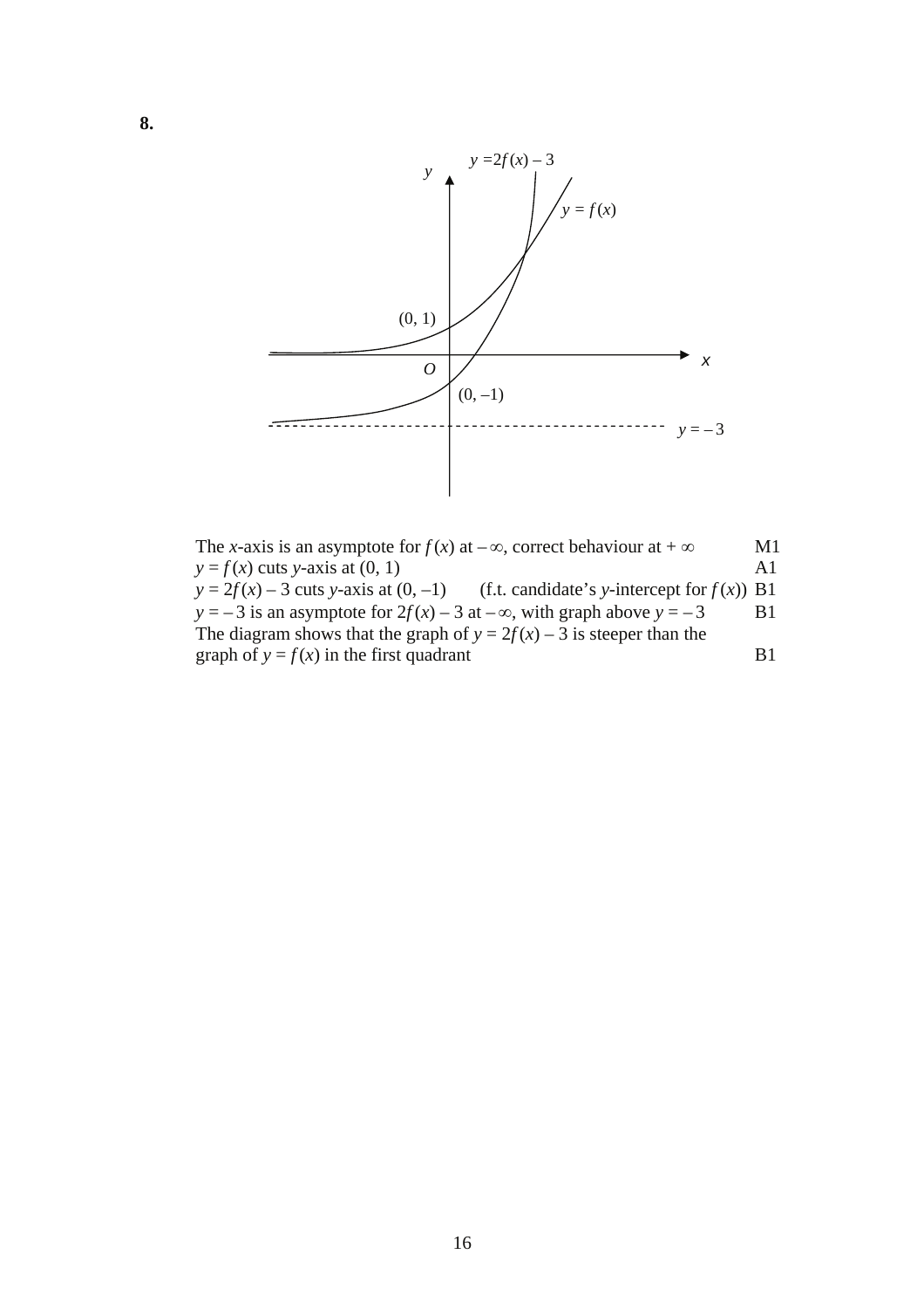**8.**

The $x$-axis is an asymptote for $f(x)$ at $-\infty$, correct behaviour at $+\infty$ M1

$y = f(x)$ cuts $y$-axis at $(0, 1)$ A1

$y = 2f(x) - 3$ cuts $y$-axis at $(0, -1)$ (f.t. candidate's $y$-intercept for $f(x)$) B1

$y = -3$ is an asymptote for $2f(x) - 3$ at $-\infty$, with graph above $y = -3$ B1

The diagram shows that the graph of $y = 2f(x) - 3$ is steeper than the graph of $y = f(x)$ in the first quadrant B1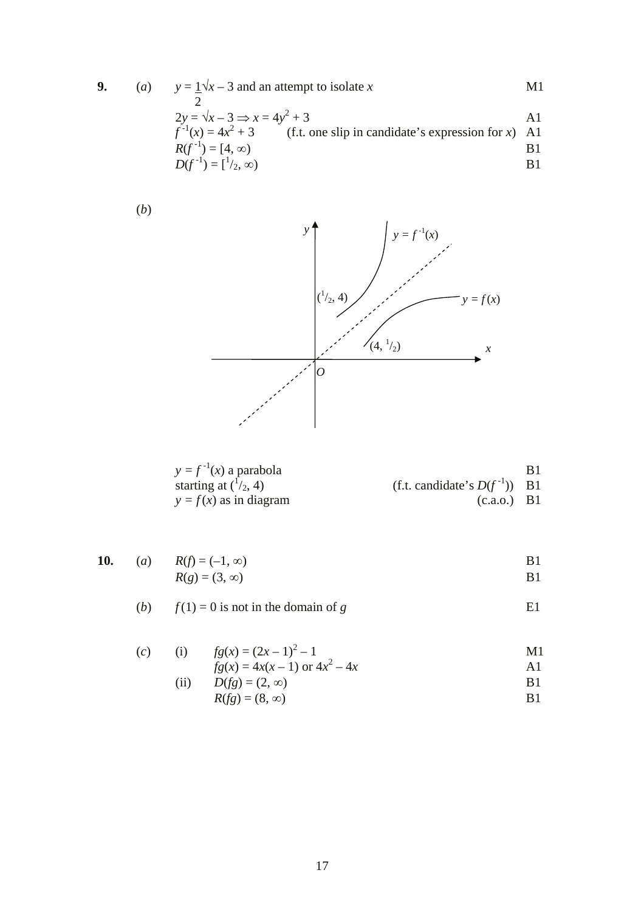**9.** (*a*) $y = \frac{1}{2}\sqrt{x} - 3$ and an attempt to isolate $x$ M1

$2y = \sqrt{x} - 3 \Rightarrow x = 4y^2 + 3$ A1

$f^{-1}(x) = 4x^2 + 3$ (f.t. one slip in candidate's expression for $x$) A1

$R(f^{-1}) = [4, \infty)$ B1

$D(f^{-1}) = [^1/_2, \infty)$ B1

(*b*)

$y$

$y = f^{-1}(x)$

$(^1/_2, 4)$

$y = f(x)$

$(4, {}^1/_2)$

$x$

$O$

$y = f^{-1}(x)$ a parabola B1

starting at $(^1/_2, 4)$ (f.t. candidate's $D(f^{-1})$) B1

$y = f(x)$ as in diagram (c.a.o.) B1

**10.** (*a*) $R(f) = (-1, \infty)$ B1

$R(g) = (3, \infty)$ B1

(*b*) $f(1) = 0$ is not in the domain of $g$ E1

(*c*) (i) $fg(x) = (2x - 1)^2 - 1$ M1

$fg(x) = 4x(x - 1)$ or $4x^2 - 4x$ A1

(ii) $D(fg) = (2, \infty)$ B1

$R(fg) = (8, \infty)$ B1